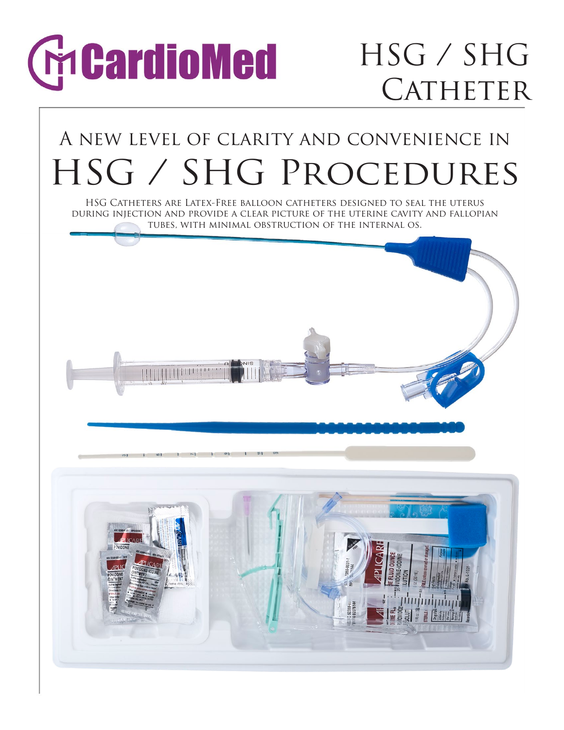CardioMed

# HSG / SHG Catheter

## A new level of clarity and convenience in

# HSG / SHG Procedures

HSG Catheters are Latex-Free balloon catheters designed to seal the uterus during injection and provide a clear picture of the uterine cavity and fallopian tubes, with minimal obstruction of the internal os.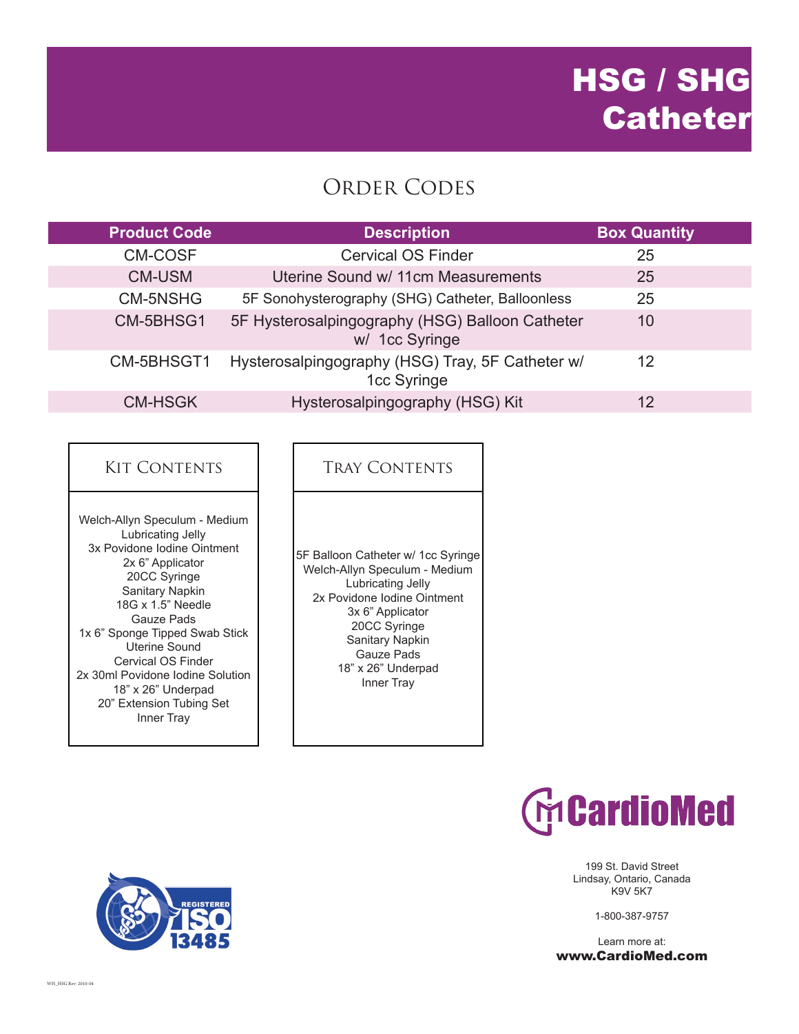# HSG / SHG Catheter

## Order Codes

| Product Code | Description | Box Quantity |
| --- | --- | --- |
| CM-COSF | Cervical OS Finder | 25 |
| CM-USM | Uterine Sound w/ 11cm Measurements | 25 |
| CM-5NSHG | 5F Sonohysterography (SHG) Catheter, Balloonless | 25 |
| CM-5BHSG1 | 5F Hysterosalpingography (HSG) Balloon Catheter w/ 1cc Syringe | 10 |
| CM-5BHSGT1 | Hysterosalpingography (HSG) Tray, 5F Catheter w/ 1cc Syringe | 12 |
| CM-HSGK | Hysterosalpingography (HSG) Kit | 12 |

### Kit Contents

Welch-Allyn Speculum - Medium
Lubricating Jelly
3x Povidone Iodine Ointment
2x 6" Applicator
20CC Syringe
Sanitary Napkin
18G x 1.5" Needle
Gauze Pads
1x 6" Sponge Tipped Swab Stick
Uterine Sound
Cervical OS Finder
2x 30ml Povidone Iodine Solution
18" x 26" Underpad
20" Extension Tubing Set
Inner Tray

### Tray Contents

5F Balloon Catheter w/ 1cc Syringe
Welch-Allyn Speculum - Medium
Lubricating Jelly
2x Povidone Iodine Ointment
3x 6" Applicator
20CC Syringe
Sanitary Napkin
Gauze Pads
18" x 26" Underpad
Inner Tray

CardioMed

199 St. David Street
Lindsay, Ontario, Canada
K9V 5K7

1-800-387-9757

Learn more at:
**www.CardioMed.com**

REGISTERED ISO 13485

WH_HSG Rev: 2010-04